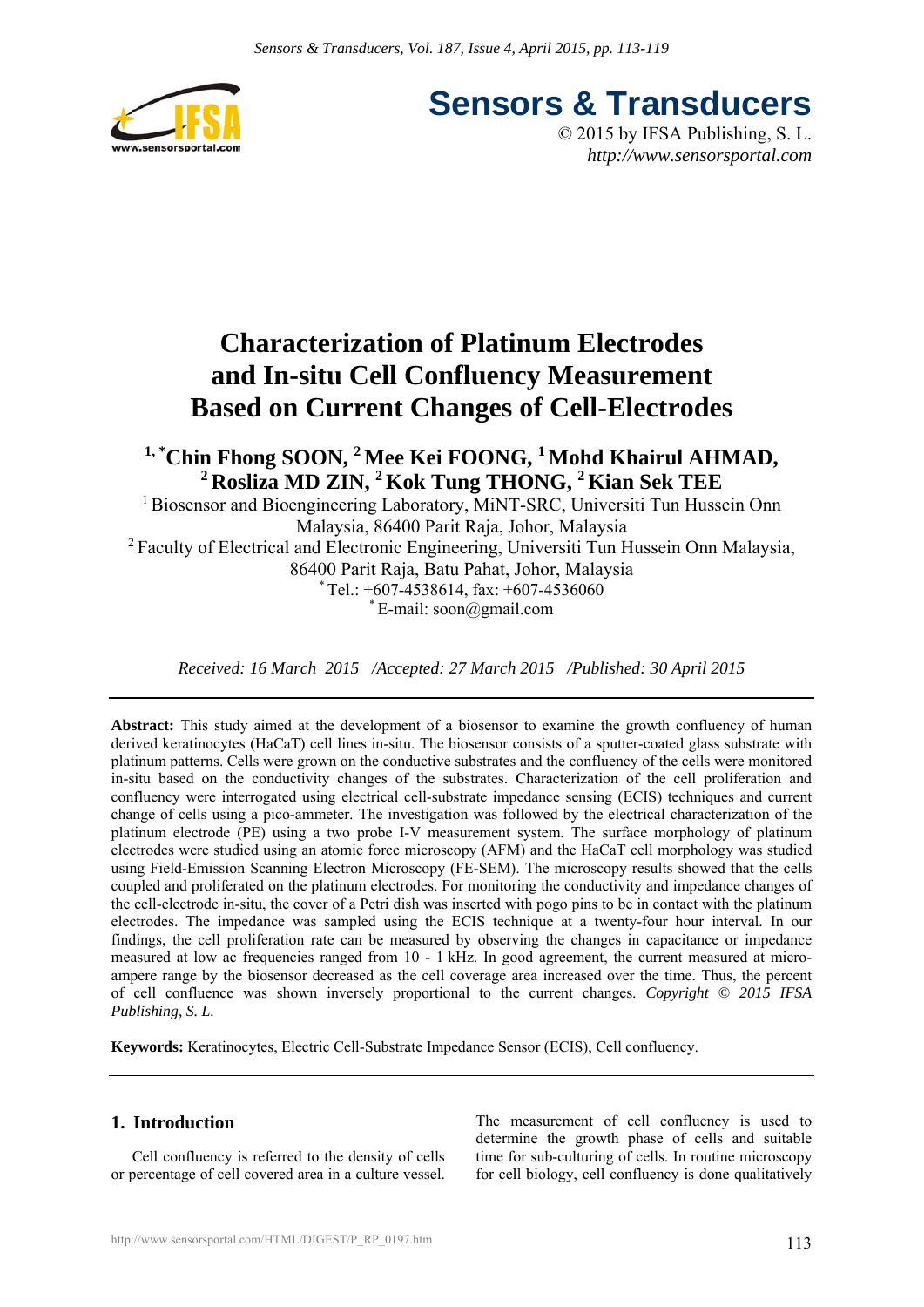# Sensors & Transducers

© 2015 by IFSA Publishing, S. L.
*http://www.sensorsportal.com*

# Characterization of Platinum Electrodes and In-situ Cell Confluency Measurement Based on Current Changes of Cell-Electrodes

**[1,*] Chin Fhong SOON, [2] Mee Kei FOONG, [1] Mohd Khairul AHMAD, [2] Rosliza MD ZIN, [2] Kok Tung THONG, [2] Kian Sek TEE**

[1] Biosensor and Bioengineering Laboratory, MiNT-SRC, Universiti Tun Hussein Onn Malaysia, 86400 Parit Raja, Johor, Malaysia

[2] Faculty of Electrical and Electronic Engineering, Universiti Tun Hussein Onn Malaysia, 86400 Parit Raja, Batu Pahat, Johor, Malaysia

[*] Tel.: +607-4538614, fax: +607-4536060

[*] E-mail: soon@gmail.com

*Received: 16 March 2015 /Accepted: 27 March 2015 /Published: 30 April 2015*

---

**Abstract:** This study aimed at the development of a biosensor to examine the growth confluency of human derived keratinocytes (HaCaT) cell lines in-situ. The biosensor consists of a sputter-coated glass substrate with platinum patterns. Cells were grown on the conductive substrates and the confluency of the cells were monitored in-situ based on the conductivity changes of the substrates. Characterization of the cell proliferation and confluency were interrogated using electrical cell-substrate impedance sensing (ECIS) techniques and current change of cells using a pico-ammeter. The investigation was followed by the electrical characterization of the platinum electrode (PE) using a two probe I-V measurement system. The surface morphology of platinum electrodes were studied using an atomic force microscopy (AFM) and the HaCaT cell morphology was studied using Field-Emission Scanning Electron Microscopy (FE-SEM). The microscopy results showed that the cells coupled and proliferated on the platinum electrodes. For monitoring the conductivity and impedance changes of the cell-electrode in-situ, the cover of a Petri dish was inserted with pogo pins to be in contact with the platinum electrodes. The impedance was sampled using the ECIS technique at a twenty-four hour interval. In our findings, the cell proliferation rate can be measured by observing the changes in capacitance or impedance measured at low ac frequencies ranged from 10 - 1 kHz. In good agreement, the current measured at micro-ampere range by the biosensor decreased as the cell coverage area increased over the time. Thus, the percent of cell confluence was shown inversely proportional to the current changes. *Copyright © 2015 IFSA Publishing, S. L.*

**Keywords:** Keratinocytes, Electric Cell-Substrate Impedance Sensor (ECIS), Cell confluency.

---

## 1. Introduction

Cell confluency is referred to the density of cells or percentage of cell covered area in a culture vessel. The measurement of cell confluency is used to determine the growth phase of cells and suitable time for sub-culturing of cells. In routine microscopy for cell biology, cell confluency is done qualitatively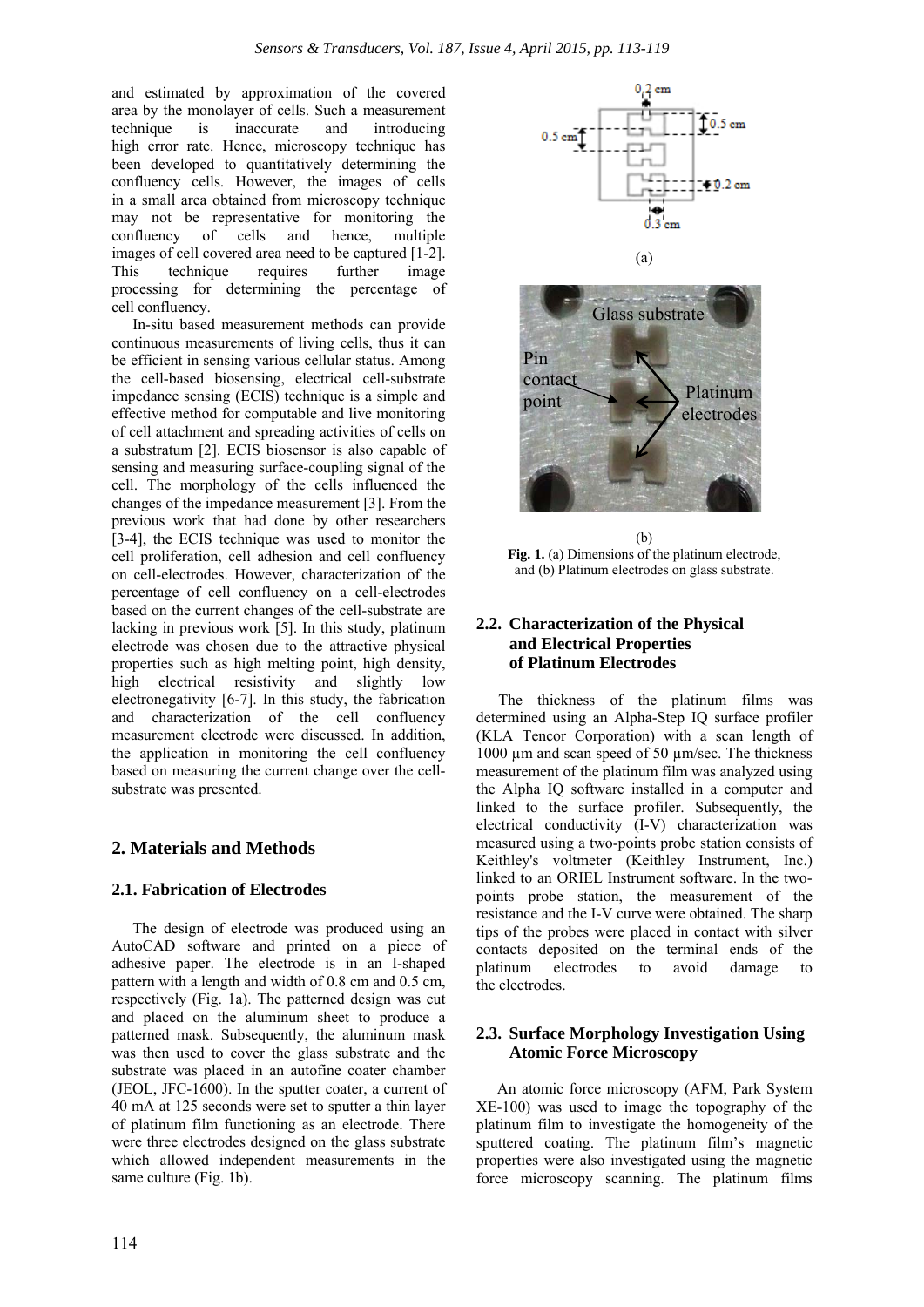and estimated by approximation of the covered area by the monolayer of cells. Such a measurement technique is inaccurate and introducing high error rate. Hence, microscopy technique has been developed to quantitatively determining the confluency cells. However, the images of cells in a small area obtained from microscopy technique may not be representative for monitoring the confluency of cells and hence, multiple images of cell covered area need to be captured [1-2]. This technique requires further image processing for determining the percentage of cell confluency.

In-situ based measurement methods can provide continuous measurements of living cells, thus it can be efficient in sensing various cellular status. Among the cell-based biosensing, electrical cell-substrate impedance sensing (ECIS) technique is a simple and effective method for computable and live monitoring of cell attachment and spreading activities of cells on a substratum [2]. ECIS biosensor is also capable of sensing and measuring surface-coupling signal of the cell. The morphology of the cells influenced the changes of the impedance measurement [3]. From the previous work that had done by other researchers [3-4], the ECIS technique was used to monitor the cell proliferation, cell adhesion and cell confluency on cell-electrodes. However, characterization of the percentage of cell confluency on a cell-electrodes based on the current changes of the cell-substrate are lacking in previous work [5]. In this study, platinum electrode was chosen due to the attractive physical properties such as high melting point, high density, high electrical resistivity and slightly low electronegativity [6-7]. In this study, the fabrication and characterization of the cell confluency measurement electrode were discussed. In addition, the application in monitoring the cell confluency based on measuring the current change over the cell-substrate was presented.

## 2. Materials and Methods

### 2.1. Fabrication of Electrodes

The design of electrode was produced using an AutoCAD software and printed on a piece of adhesive paper. The electrode is in an I-shaped pattern with a length and width of 0.8 cm and 0.5 cm, respectively (Fig. 1a). The patterned design was cut and placed on the aluminum sheet to produce a patterned mask. Subsequently, the aluminum mask was then used to cover the glass substrate and the substrate was placed in an autofine coater chamber (JEOL, JFC-1600). In the sputter coater, a current of 40 mA at 125 seconds were set to sputter a thin layer of platinum film functioning as an electrode. There were three electrodes designed on the glass substrate which allowed independent measurements in the same culture (Fig. 1b).

**Fig. 1.** (a) Dimensions of the platinum electrode, and (b) Platinum electrodes on glass substrate.

### 2.2. Characterization of the Physical and Electrical Properties of Platinum Electrodes

The thickness of the platinum films was determined using an Alpha-Step IQ surface profiler (KLA Tencor Corporation) with a scan length of 1000 µm and scan speed of 50 µm/sec. The thickness measurement of the platinum film was analyzed using the Alpha IQ software installed in a computer and linked to the surface profiler. Subsequently, the electrical conductivity (I-V) characterization was measured using a two-points probe station consists of Keithley's voltmeter (Keithley Instrument, Inc.) linked to an ORIEL Instrument software. In the two-points probe station, the measurement of the resistance and the I-V curve were obtained. The sharp tips of the probes were placed in contact with silver contacts deposited on the terminal ends of the platinum electrodes to avoid damage to the electrodes.

### 2.3. Surface Morphology Investigation Using Atomic Force Microscopy

An atomic force microscopy (AFM, Park System XE-100) was used to image the topography of the platinum film to investigate the homogeneity of the sputtered coating. The platinum film's magnetic properties were also investigated using the magnetic force microscopy scanning. The platinum films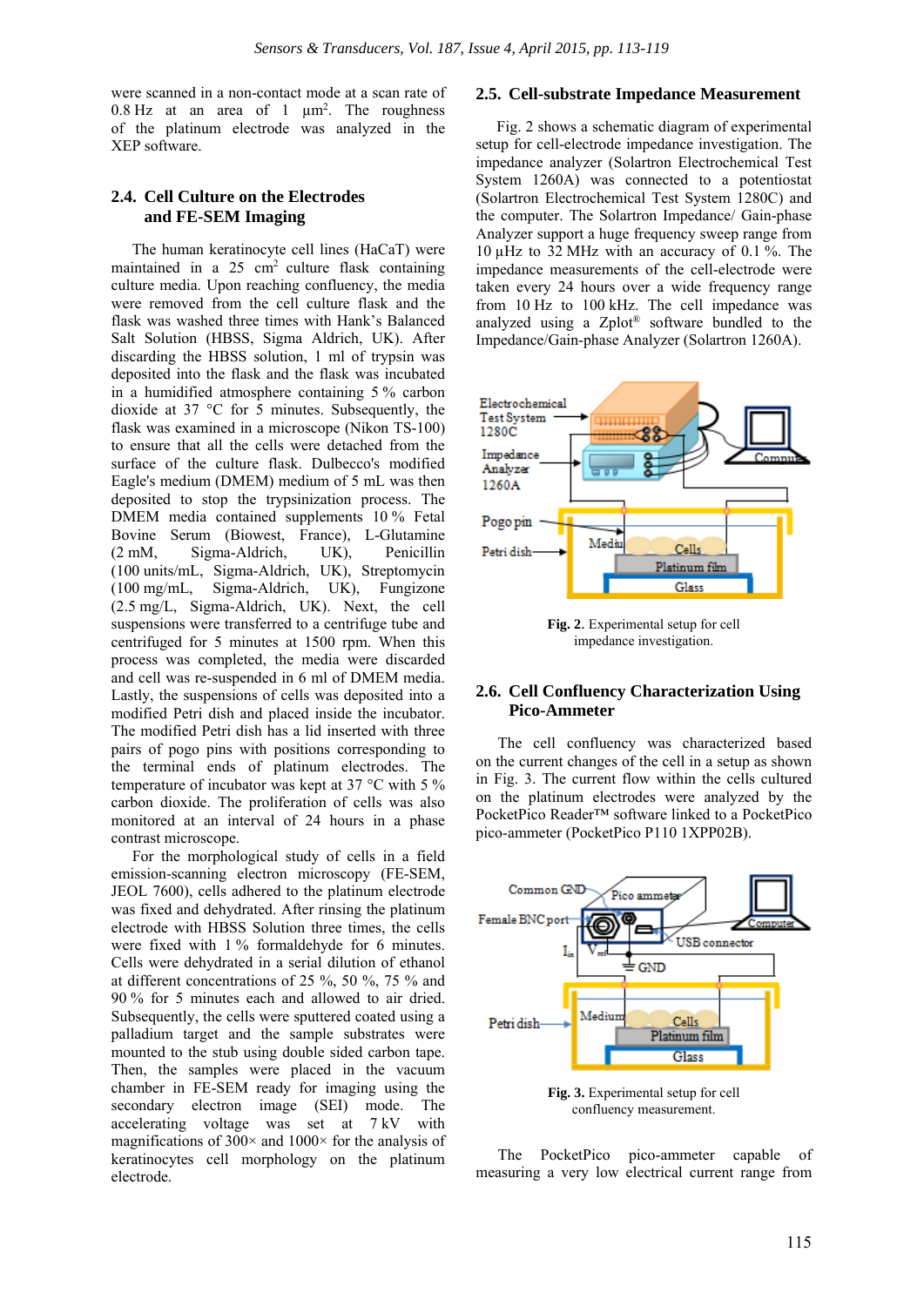were scanned in a non-contact mode at a scan rate of 0.8 Hz at an area of 1 $\mu m^2$. The roughness of the platinum electrode was analyzed in the XEP software.

### 2.4. Cell Culture on the Electrodes and FE-SEM Imaging

The human keratinocyte cell lines (HaCaT) were maintained in a 25 $cm^2$ culture flask containing culture media. Upon reaching confluency, the media were removed from the cell culture flask and the flask was washed three times with Hank's Balanced Salt Solution (HBSS, Sigma Aldrich, UK). After discarding the HBSS solution, 1 ml of trypsin was deposited into the flask and the flask was incubated in a humidified atmosphere containing 5 % carbon dioxide at 37 °C for 5 minutes. Subsequently, the flask was examined in a microscope (Nikon TS-100) to ensure that all the cells were detached from the surface of the culture flask. Dulbecco's modified Eagle's medium (DMEM) medium of 5 mL was then deposited to stop the trypsinization process. The DMEM media contained supplements 10 % Fetal Bovine Serum (Biowest, France), L-Glutamine (2 mM, Sigma-Aldrich, UK), Penicillin (100 units/mL, Sigma-Aldrich, UK), Streptomycin (100 mg/mL, Sigma-Aldrich, UK), Fungizone (2.5 mg/L, Sigma-Aldrich, UK). Next, the cell suspensions were transferred to a centrifuge tube and centrifuged for 5 minutes at 1500 rpm. When this process was completed, the media were discarded and cell was re-suspended in 6 ml of DMEM media. Lastly, the suspensions of cells was deposited into a modified Petri dish and placed inside the incubator. The modified Petri dish has a lid inserted with three pairs of pogo pins with positions corresponding to the terminal ends of platinum electrodes. The temperature of incubator was kept at 37 °C with 5 % carbon dioxide. The proliferation of cells was also monitored at an interval of 24 hours in a phase contrast microscope.

For the morphological study of cells in a field emission-scanning electron microscopy (FE-SEM, JEOL 7600), cells adhered to the platinum electrode was fixed and dehydrated. After rinsing the platinum electrode with HBSS Solution three times, the cells were fixed with 1 % formaldehyde for 6 minutes. Cells were dehydrated in a serial dilution of ethanol at different concentrations of 25 %, 50 %, 75 % and 90 % for 5 minutes each and allowed to air dried. Subsequently, the cells were sputtered coated using a palladium target and the sample substrates were mounted to the stub using double sided carbon tape. Then, the samples were placed in the vacuum chamber in FE-SEM ready for imaging using the secondary electron image (SEI) mode. The accelerating voltage was set at 7 kV with magnifications of 300× and 1000× for the analysis of keratinocytes cell morphology on the platinum electrode.

### 2.5. Cell-substrate Impedance Measurement

Fig. 2 shows a schematic diagram of experimental setup for cell-electrode impedance investigation. The impedance analyzer (Solartron Electrochemical Test System 1260A) was connected to a potentiostat (Solartron Electrochemical Test System 1280C) and the computer. The Solartron Impedance/ Gain-phase Analyzer support a huge frequency sweep range from 10 µHz to 32 MHz with an accuracy of 0.1 %. The impedance measurements of the cell-electrode were taken every 24 hours over a wide frequency range from 10 Hz to 100 kHz. The cell impedance was analyzed using a Zplot® software bundled to the Impedance/Gain-phase Analyzer (Solartron 1260A).

**Fig. 2.** Experimental setup for cell impedance investigation.

### 2.6. Cell Confluency Characterization Using Pico-Ammeter

The cell confluency was characterized based on the current changes of the cell in a setup as shown in Fig. 3. The current flow within the cells cultured on the platinum electrodes were analyzed by the PocketPico Reader™ software linked to a PocketPico pico-ammeter (PocketPico P110 1XPP02B).

**Fig. 3.** Experimental setup for cell confluency measurement.

The PocketPico pico-ammeter capable of measuring a very low electrical current range from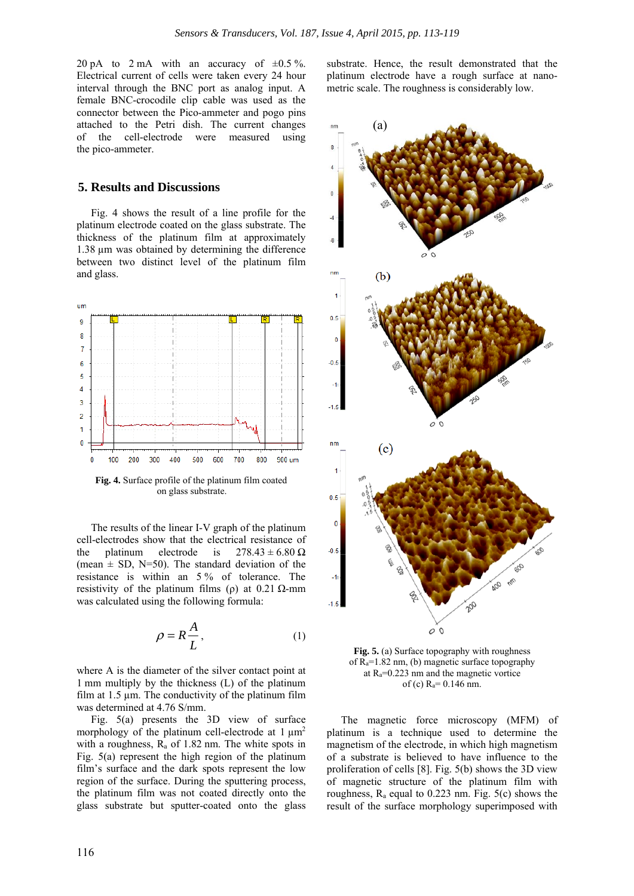20 pA to 2 mA with an accuracy of ±0.5 %. Electrical current of cells were taken every 24 hour interval through the BNC port as analog input. A female BNC-crocodile clip cable was used as the connector between the Pico-ammeter and pogo pins attached to the Petri dish. The current changes of the cell-electrode were measured using the pico-ammeter.

## 5. Results and Discussions

Fig. 4 shows the result of a line profile for the platinum electrode coated on the glass substrate. The thickness of the platinum film at approximately 1.38 µm was obtained by determining the difference between two distinct level of the platinum film and glass.

**Fig. 4.** Surface profile of the platinum film coated on glass substrate.

The results of the linear I-V graph of the platinum cell-electrodes show that the electrical resistance of the platinum electrode is 278.43 ± 6.80 Ω (mean ± SD, N=50). The standard deviation of the resistance is within an 5 % of tolerance. The resistivity of the platinum films (ρ) at 0.21 Ω-mm was calculated using the following formula:

$$\rho = R\frac{A}{L}, \qquad (1)$$

where A is the diameter of the silver contact point at 1 mm multiply by the thickness (L) of the platinum film at 1.5 µm. The conductivity of the platinum film was determined at 4.76 S/mm.

Fig. 5(a) presents the 3D view of surface morphology of the platinum cell-electrode at 1 µm$^2$ with a roughness, $R_a$ of 1.82 nm. The white spots in Fig. 5(a) represent the high region of the platinum film's surface and the dark spots represent the low region of the surface. During the sputtering process, the platinum film was not coated directly onto the glass substrate but sputter-coated onto the glass substrate. Hence, the result demonstrated that the platinum electrode have a rough surface at nano-metric scale. The roughness is considerably low.

**Fig. 5.** (a) Surface topography with roughness of $R_a$=1.82 nm, (b) magnetic surface topography at $R_a$=0.223 nm and the magnetic vortice of (c) $R_a$= 0.146 nm.

The magnetic force microscopy (MFM) of platinum is a technique used to determine the magnetism of the electrode, in which high magnetism of a substrate is believed to have influence to the proliferation of cells [8]. Fig. 5(b) shows the 3D view of magnetic structure of the platinum film with roughness, $R_a$ equal to 0.223 nm. Fig. 5(c) shows the result of the surface morphology superimposed with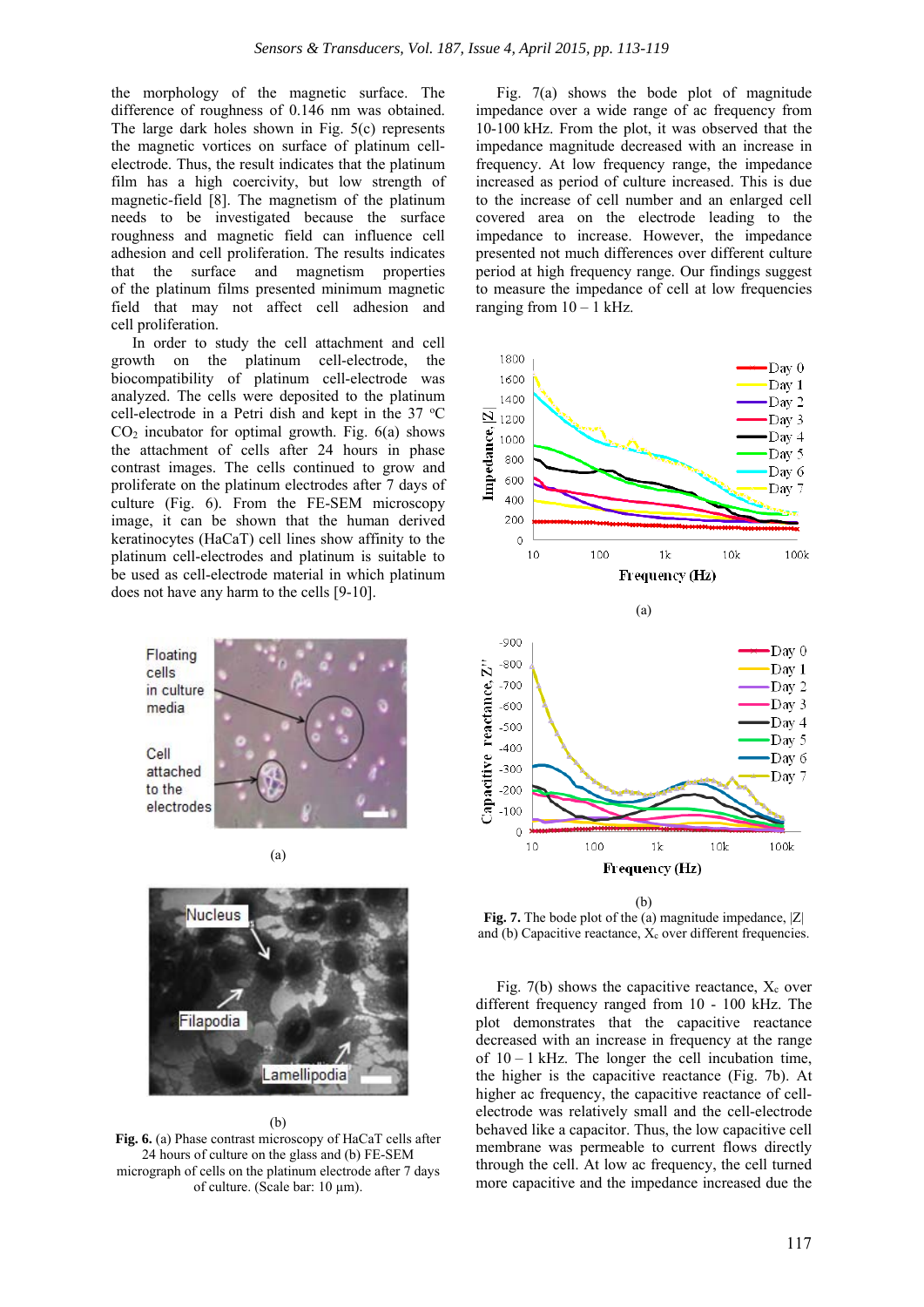the morphology of the magnetic surface. The difference of roughness of 0.146 nm was obtained. The large dark holes shown in Fig. 5(c) represents the magnetic vortices on surface of platinum cell-electrode. Thus, the result indicates that the platinum film has a high coercivity, but low strength of magnetic-field [8]. The magnetism of the platinum needs to be investigated because the surface roughness and magnetic field can influence cell adhesion and cell proliferation. The results indicates that the surface and magnetism properties of the platinum films presented minimum magnetic field that may not affect cell adhesion and cell proliferation.

In order to study the cell attachment and cell growth on the platinum cell-electrode, the biocompatibility of platinum cell-electrode was analyzed. The cells were deposited to the platinum cell-electrode in a Petri dish and kept in the 37 °C $CO_2$ incubator for optimal growth. Fig. 6(a) shows the attachment of cells after 24 hours in phase contrast images. The cells continued to grow and proliferate on the platinum electrodes after 7 days of culture (Fig. 6). From the FE-SEM microscopy image, it can be shown that the human derived keratinocytes (HaCaT) cell lines show affinity to the platinum cell-electrodes and platinum is suitable to be used as cell-electrode material in which platinum does not have any harm to the cells [9-10].

(a)

(b)

**Fig. 6.** (a) Phase contrast microscopy of HaCaT cells after 24 hours of culture on the glass and (b) FE-SEM micrograph of cells on the platinum electrode after 7 days of culture. (Scale bar: 10 µm).

Fig. 7(a) shows the bode plot of magnitude impedance over a wide range of ac frequency from 10-100 kHz. From the plot, it was observed that the impedance magnitude decreased with an increase in frequency. At low frequency range, the impedance increased as period of culture increased. This is due to the increase of cell number and an enlarged cell covered area on the electrode leading to the impedance to increase. However, the impedance presented not much differences over different culture period at high frequency range. Our findings suggest to measure the impedance of cell at low frequencies ranging from 10 – 1 kHz.

(a)

(b)

**Fig. 7.** The bode plot of the (a) magnitude impedance, |Z| and (b) Capacitive reactance, $X_c$ over different frequencies.

Fig. 7(b) shows the capacitive reactance, $X_c$ over different frequency ranged from 10 - 100 kHz. The plot demonstrates that the capacitive reactance decreased with an increase in frequency at the range of 10 – 1 kHz. The longer the cell incubation time, the higher is the capacitive reactance (Fig. 7b). At higher ac frequency, the capacitive reactance of cell-electrode was relatively small and the cell-electrode behaved like a capacitor. Thus, the low capacitive cell membrane was permeable to current flows directly through the cell. At low ac frequency, the cell turned more capacitive and the impedance increased due the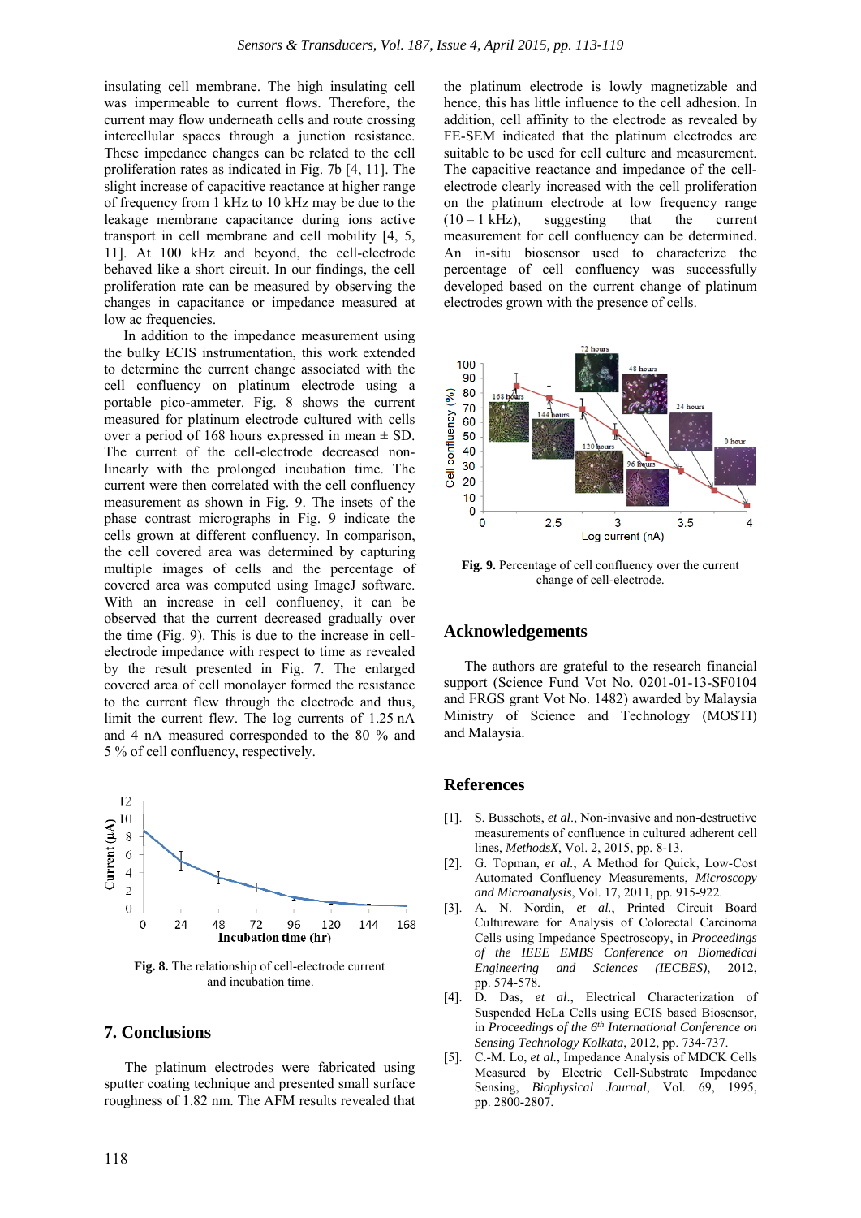insulating cell membrane. The high insulating cell was impermeable to current flows. Therefore, the current may flow underneath cells and route crossing intercellular spaces through a junction resistance. These impedance changes can be related to the cell proliferation rates as indicated in Fig. 7b [4, 11]. The slight increase of capacitive reactance at higher range of frequency from 1 kHz to 10 kHz may be due to the leakage membrane capacitance during ions active transport in cell membrane and cell mobility [4, 5, 11]. At 100 kHz and beyond, the cell-electrode behaved like a short circuit. In our findings, the cell proliferation rate can be measured by observing the changes in capacitance or impedance measured at low ac frequencies.

In addition to the impedance measurement using the bulky ECIS instrumentation, this work extended to determine the current change associated with the cell confluency on platinum electrode using a portable pico-ammeter. Fig. 8 shows the current measured for platinum electrode cultured with cells over a period of 168 hours expressed in mean ± SD. The current of the cell-electrode decreased non-linearly with the prolonged incubation time. The current were then correlated with the cell confluency measurement as shown in Fig. 9. The insets of the phase contrast micrographs in Fig. 9 indicate the cells grown at different confluency. In comparison, the cell covered area was determined by capturing multiple images of cells and the percentage of covered area was computed using ImageJ software. With an increase in cell confluency, it can be observed that the current decreased gradually over the time (Fig. 9). This is due to the increase in cell-electrode impedance with respect to time as revealed by the result presented in Fig. 7. The enlarged covered area of cell monolayer formed the resistance to the current flew through the electrode and thus, limit the current flew. The log currents of 1.25 nA and 4 nA measured corresponded to the 80 % and 5 % of cell confluency, respectively.

**Fig. 8.** The relationship of cell-electrode current and incubation time.

## 7. Conclusions

The platinum electrodes were fabricated using sputter coating technique and presented small surface roughness of 1.82 nm. The AFM results revealed that the platinum electrode is lowly magnetizable and hence, this has little influence to the cell adhesion. In addition, cell affinity to the electrode as revealed by FE-SEM indicated that the platinum electrodes are suitable to be used for cell culture and measurement. The capacitive reactance and impedance of the cell-electrode clearly increased with the cell proliferation on the platinum electrode at low frequency range (10 – 1 kHz), suggesting that the current measurement for cell confluency can be determined. An in-situ biosensor used to characterize the percentage of cell confluency was successfully developed based on the current change of platinum electrodes grown with the presence of cells.

**Fig. 9.** Percentage of cell confluency over the current change of cell-electrode.

## Acknowledgements

The authors are grateful to the research financial support (Science Fund Vot No. 0201-01-13-SF0104 and FRGS grant Vot No. 1482) awarded by Malaysia Ministry of Science and Technology (MOSTI) and Malaysia.

## References

[1]. S. Busschots, *et al.*, Non-invasive and non-destructive measurements of confluence in cultured adherent cell lines, *MethodsX*, Vol. 2, 2015, pp. 8-13.

[2]. G. Topman, *et al.*, A Method for Quick, Low-Cost Automated Confluency Measurements, *Microscopy and Microanalysis*, Vol. 17, 2011, pp. 915-922.

[3]. A. N. Nordin, *et al.*, Printed Circuit Board Cultureware for Analysis of Colorectal Carcinoma Cells using Impedance Spectroscopy, in *Proceedings of the IEEE EMBS Conference on Biomedical Engineering and Sciences (IECBES)*, 2012, pp. 574-578.

[4]. D. Das, *et al.*, Electrical Characterization of Suspended HeLa Cells using ECIS based Biosensor, in *Proceedings of the 6th International Conference on Sensing Technology Kolkata*, 2012, pp. 734-737.

[5]. C.-M. Lo, *et al.*, Impedance Analysis of MDCK Cells Measured by Electric Cell-Substrate Impedance Sensing, *Biophysical Journal*, Vol. 69, 1995, pp. 2800-2807.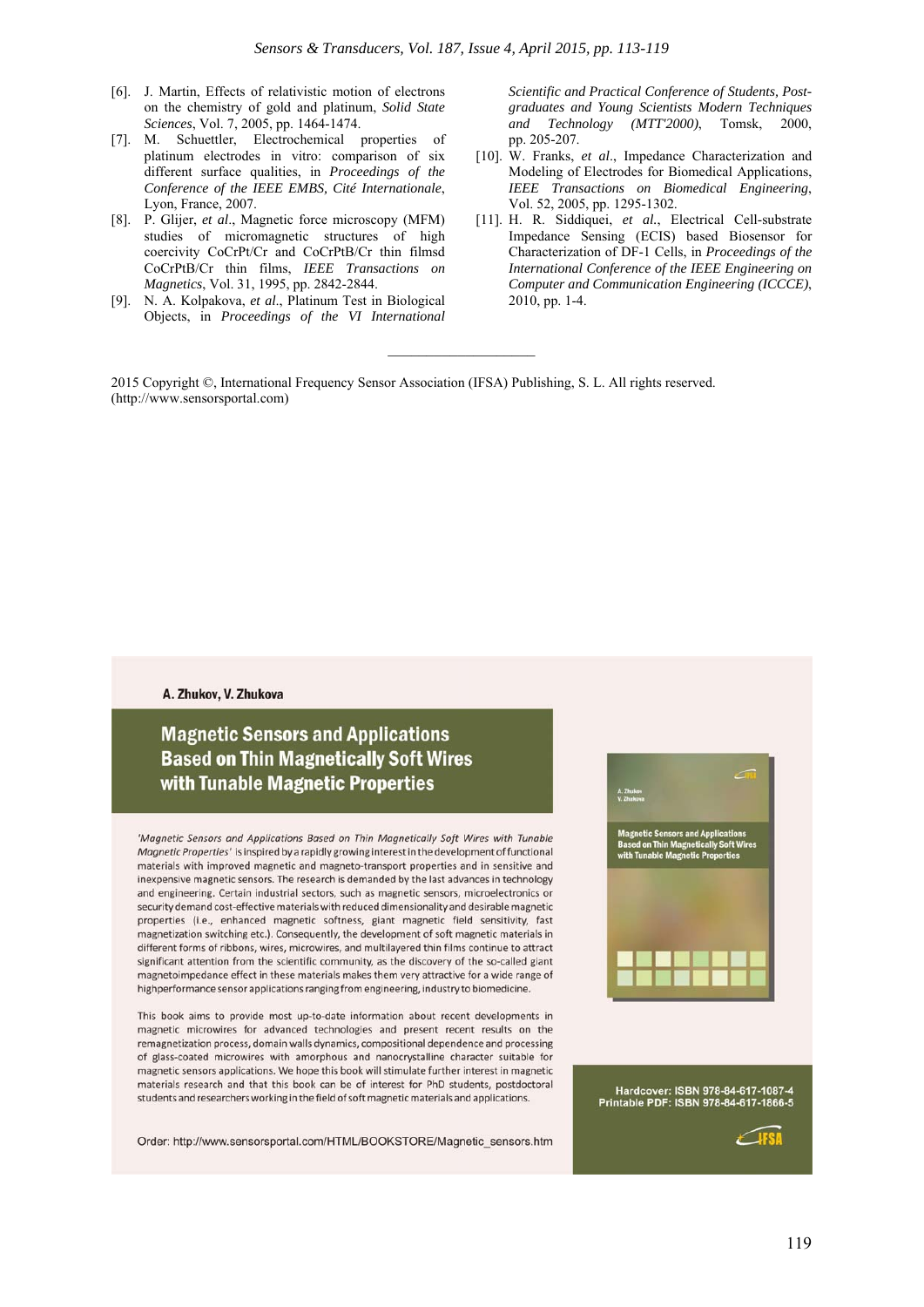[6]. J. Martin, Effects of relativistic motion of electrons on the chemistry of gold and platinum, *Solid State Sciences*, Vol. 7, 2005, pp. 1464-1474.

[7]. M. Schuettler, Electrochemical properties of platinum electrodes in vitro: comparison of six different surface qualities, in *Proceedings of the Conference of the IEEE EMBS, Cité Internationale*, Lyon, France, 2007.

[8]. P. Glijer, *et al*., Magnetic force microscopy (MFM) studies of micromagnetic structures of high coercivity CoCrPt/Cr and CoCrPtB/Cr thin filmsd CoCrPtB/Cr thin films, *IEEE Transactions on Magnetics*, Vol. 31, 1995, pp. 2842-2844.

[9]. N. A. Kolpakova, *et al*., Platinum Test in Biological Objects, in *Proceedings of the VI International Scientific and Practical Conference of Students, Post-graduates and Young Scientists Modern Techniques and Technology (MTT'2000)*, Tomsk, 2000, pp. 205-207.

[10]. W. Franks, *et al*., Impedance Characterization and Modeling of Electrodes for Biomedical Applications, *IEEE Transactions on Biomedical Engineering*, Vol. 52, 2005, pp. 1295-1302.

[11]. H. R. Siddiquei, *et al*., Electrical Cell-substrate Impedance Sensing (ECIS) based Biosensor for Characterization of DF-1 Cells, in *Proceedings of the International Conference of the IEEE Engineering on Computer and Communication Engineering (ICCCE)*, 2010, pp. 1-4.

---

2015 Copyright ©, International Frequency Sensor Association (IFSA) Publishing, S. L. All rights reserved.
(http://www.sensorsportal.com)

**A. Zhukov, V. Zhukova**

## Magnetic Sensors and Applications Based on Thin Magnetically Soft Wires with Tunable Magnetic Properties

'*Magnetic Sensors and Applications Based on Thin Magnetically Soft Wires with Tunable Magnetic Properties*' is inspired by a rapidly growing interest in the development of functional materials with improved magnetic and magneto-transport properties and in sensitive and inexpensive magnetic sensors. The research is demanded by the last advances in technology and engineering. Certain industrial sectors, such as magnetic sensors, microelectronics or security demand cost-effective materials with reduced dimensionality and desirable magnetic properties (i.e., enhanced magnetic softness, giant magnetic field sensitivity, fast magnetization switching etc.). Consequently, the development of soft magnetic materials in different forms of ribbons, wires, microwires, and multilayered thin films continue to attract significant attention from the scientific community, as the discovery of the so-called giant magnetoimpedance effect in these materials makes them very attractive for a wide range of highperformance sensor applications ranging from engineering, industry to biomedicine.

This book aims to provide most up-to-date information about recent developments in magnetic microwires for advanced technologies and present recent results on the remagnetization process, domain walls dynamics, compositional dependence and processing of glass-coated microwires with amorphous and nanocrystalline character suitable for magnetic sensors applications. We hope this book will stimulate further interest in magnetic materials research and that this book can be of interest for PhD students, postdoctoral students and researchers working in the field of soft magnetic materials and applications.

Order: http://www.sensorsportal.com/HTML/BOOKSTORE/Magnetic_sensors.htm

Hardcover: ISBN 978-84-617-1087-4
Printable PDF: ISBN 978-84-617-1866-5